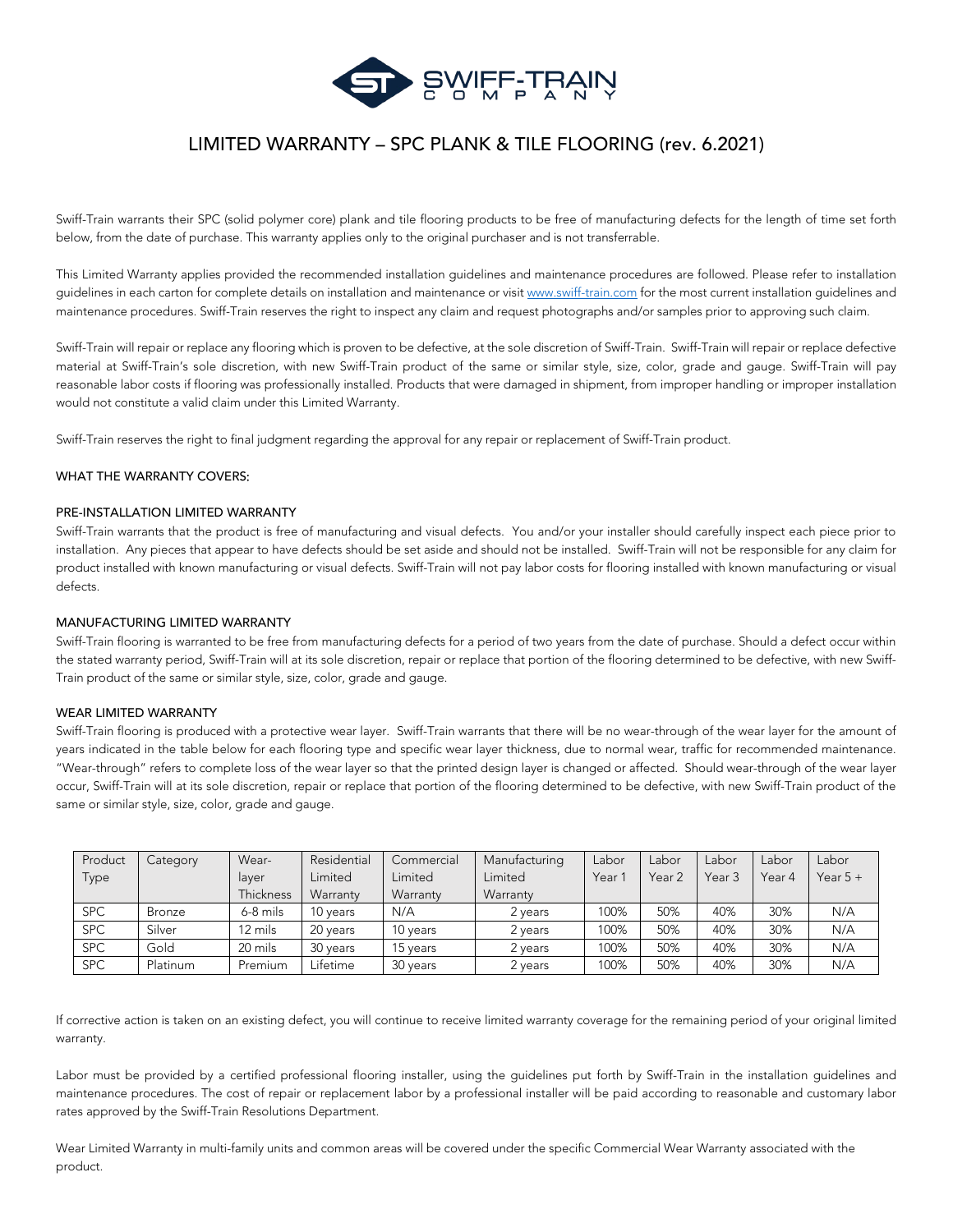# LIMITED WARRANTY – SPC PLANK & TILE FLOORING (rev. 6.2021)

Swiff-Train warrants their SPC (solid polymer core) plank and tile flooring products to be free of manufacturing defects for the length of time set forth below, from the date of purchase. This warranty applies only to the original purchaser and is not transferrable.

This Limited Warranty applies provided the recommended installation guidelines and maintenance procedures are followed. Please refer to installation guidelines in each carton for complete details on installation and maintenance or visit www.swiff-train.com for the most current installation guidelines and maintenance procedures. Swiff-Train reserves the right to inspect any claim and request photographs and/or samples prior to approving such claim.

Swiff-Train will repair or replace any flooring which is proven to be defective, at the sole discretion of Swiff-Train. Swiff-Train will repair or replace defective material at Swiff-Train's sole discretion, with new Swiff-Train product of the same or similar style, size, color, grade and gauge. Swiff-Train will pay reasonable labor costs if flooring was professionally installed. Products that were damaged in shipment, from improper handling or improper installation would not constitute a valid claim under this Limited Warranty.

Swiff-Train reserves the right to final judgment regarding the approval for any repair or replacement of Swiff-Train product.

## WHAT THE WARRANTY COVERS:

### PRE-INSTALLATION LIMITED WARRANTY

Swiff-Train warrants that the product is free of manufacturing and visual defects. You and/or your installer should carefully inspect each piece prior to installation. Any pieces that appear to have defects should be set aside and should not be installed. Swiff-Train will not be responsible for any claim for product installed with known manufacturing or visual defects. Swiff-Train will not pay labor costs for flooring installed with known manufacturing or visual defects.

### MANUFACTURING LIMITED WARRANTY

Swiff-Train flooring is warranted to be free from manufacturing defects for a period of two years from the date of purchase. Should a defect occur within the stated warranty period, Swiff-Train will at its sole discretion, repair or replace that portion of the flooring determined to be defective, with new Swiff-Train product of the same or similar style, size, color, grade and gauge.

### WEAR LIMITED WARRANTY

Swiff-Train flooring is produced with a protective wear layer. Swiff-Train warrants that there will be no wear-through of the wear layer for the amount of years indicated in the table below for each flooring type and specific wear layer thickness, due to normal wear, traffic for recommended maintenance. "Wear-through" refers to complete loss of the wear layer so that the printed design layer is changed or affected. Should wear-through of the wear layer occur, Swiff-Train will at its sole discretion, repair or replace that portion of the flooring determined to be defective, with new Swiff-Train product of the same or similar style, size, color, grade and gauge.

| Product Type | Category | Wear-layer Thickness | Residential Limited Warranty | Commercial Limited Warranty | Manufacturing Limited Warranty | Labor Year 1 | Labor Year 2 | Labor Year 3 | Labor Year 4 | Labor Year 5 + |
|---|---|---|---|---|---|---|---|---|---|---|
| SPC | Bronze | 6-8 mils | 10 years | N/A | 2 years | 100% | 50% | 40% | 30% | N/A |
| SPC | Silver | 12 mils | 20 years | 10 years | 2 years | 100% | 50% | 40% | 30% | N/A |
| SPC | Gold | 20 mils | 30 years | 15 years | 2 years | 100% | 50% | 40% | 30% | N/A |
| SPC | Platinum | Premium | Lifetime | 30 years | 2 years | 100% | 50% | 40% | 30% | N/A |

If corrective action is taken on an existing defect, you will continue to receive limited warranty coverage for the remaining period of your original limited warranty.

Labor must be provided by a certified professional flooring installer, using the guidelines put forth by Swiff-Train in the installation guidelines and maintenance procedures. The cost of repair or replacement labor by a professional installer will be paid according to reasonable and customary labor rates approved by the Swiff-Train Resolutions Department.

Wear Limited Warranty in multi-family units and common areas will be covered under the specific Commercial Wear Warranty associated with the product.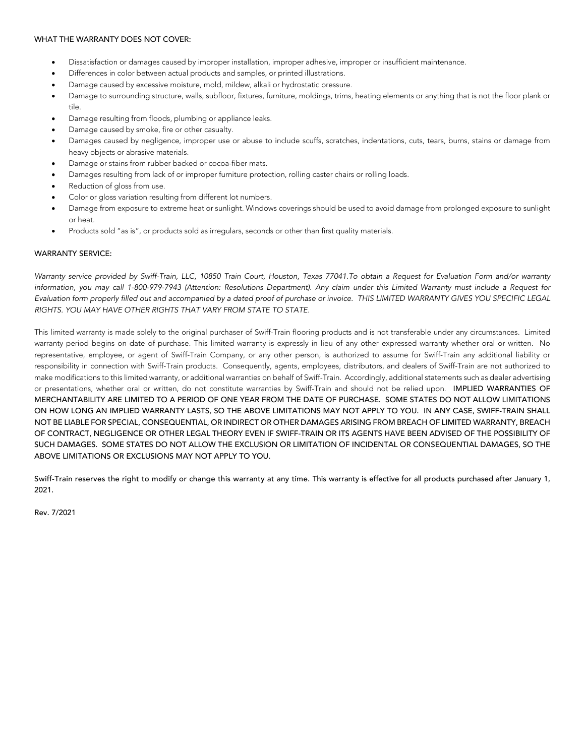WHAT THE WARRANTY DOES NOT COVER:

- Dissatisfaction or damages caused by improper installation, improper adhesive, improper or insufficient maintenance.
- Differences in color between actual products and samples, or printed illustrations.
- Damage caused by excessive moisture, mold, mildew, alkali or hydrostatic pressure.
- Damage to surrounding structure, walls, subfloor, fixtures, furniture, moldings, trims, heating elements or anything that is not the floor plank or tile.
- Damage resulting from floods, plumbing or appliance leaks.
- Damage caused by smoke, fire or other casualty.
- Damages caused by negligence, improper use or abuse to include scuffs, scratches, indentations, cuts, tears, burns, stains or damage from heavy objects or abrasive materials.
- Damage or stains from rubber backed or cocoa-fiber mats.
- Damages resulting from lack of or improper furniture protection, rolling caster chairs or rolling loads.
- Reduction of gloss from use.
- Color or gloss variation resulting from different lot numbers.
- Damage from exposure to extreme heat or sunlight. Windows coverings should be used to avoid damage from prolonged exposure to sunlight or heat.
- Products sold "as is", or products sold as irregulars, seconds or other than first quality materials.

WARRANTY SERVICE:

*Warranty service provided by Swiff-Train, LLC, 10850 Train Court, Houston, Texas 77041.To obtain a Request for Evaluation Form and/or warranty information, you may call 1-800-979-7943 (Attention: Resolutions Department). Any claim under this Limited Warranty must include a Request for Evaluation form properly filled out and accompanied by a dated proof of purchase or invoice. THIS LIMITED WARRANTY GIVES YOU SPECIFIC LEGAL RIGHTS. YOU MAY HAVE OTHER RIGHTS THAT VARY FROM STATE TO STATE.*

This limited warranty is made solely to the original purchaser of Swiff-Train flooring products and is not transferable under any circumstances. Limited warranty period begins on date of purchase. This limited warranty is expressly in lieu of any other expressed warranty whether oral or written. No representative, employee, or agent of Swiff-Train Company, or any other person, is authorized to assume for Swiff-Train any additional liability or responsibility in connection with Swiff-Train products. Consequently, agents, employees, distributors, and dealers of Swiff-Train are not authorized to make modifications to this limited warranty, or additional warranties on behalf of Swiff-Train. Accordingly, additional statements such as dealer advertising or presentations, whether oral or written, do not constitute warranties by Swiff-Train and should not be relied upon. IMPLIED WARRANTIES OF MERCHANTABILITY ARE LIMITED TO A PERIOD OF ONE YEAR FROM THE DATE OF PURCHASE. SOME STATES DO NOT ALLOW LIMITATIONS ON HOW LONG AN IMPLIED WARRANTY LASTS, SO THE ABOVE LIMITATIONS MAY NOT APPLY TO YOU. IN ANY CASE, SWIFF-TRAIN SHALL NOT BE LIABLE FOR SPECIAL, CONSEQUENTIAL, OR INDIRECT OR OTHER DAMAGES ARISING FROM BREACH OF LIMITED WARRANTY, BREACH OF CONTRACT, NEGLIGENCE OR OTHER LEGAL THEORY EVEN IF SWIFF-TRAIN OR ITS AGENTS HAVE BEEN ADVISED OF THE POSSIBILITY OF SUCH DAMAGES. SOME STATES DO NOT ALLOW THE EXCLUSION OR LIMITATION OF INCIDENTAL OR CONSEQUENTIAL DAMAGES, SO THE ABOVE LIMITATIONS OR EXCLUSIONS MAY NOT APPLY TO YOU.

Swiff-Train reserves the right to modify or change this warranty at any time. This warranty is effective for all products purchased after January 1, 2021.

Rev. 7/2021